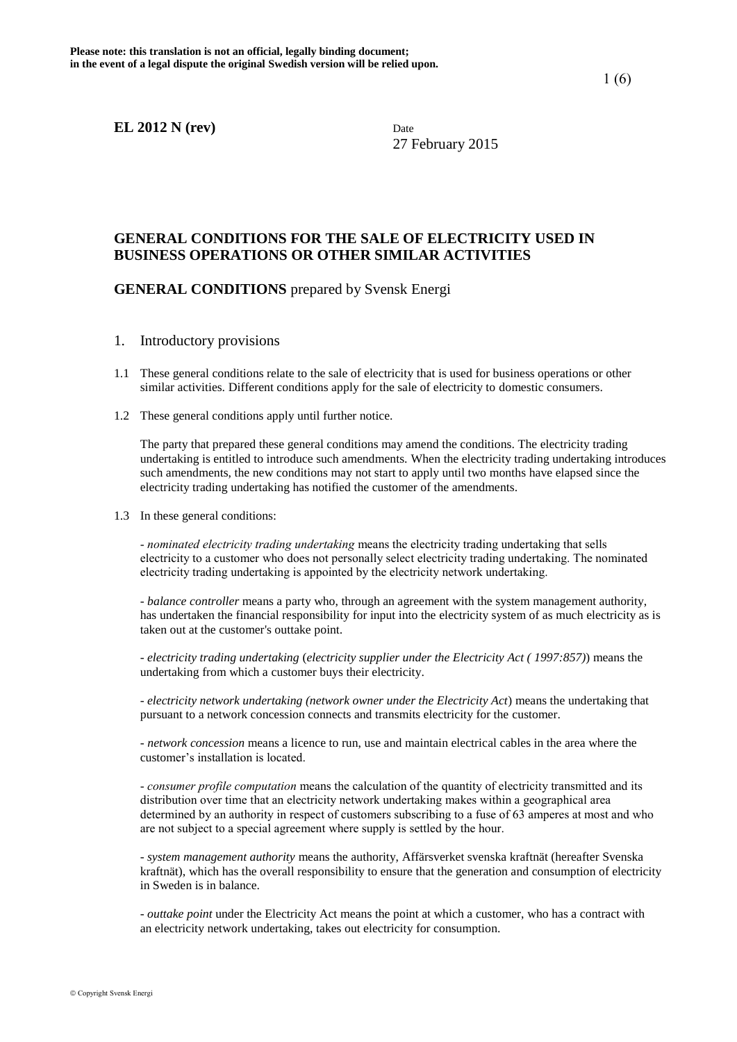**Please note: this translation is not an official, legally binding document; in the event of a legal dispute the original Swedish version will be relied upon.**

**EL 2012 N (rev)**

Date
27 February 2015

# GENERAL CONDITIONS FOR THE SALE OF ELECTRICITY USED IN BUSINESS OPERATIONS OR OTHER SIMILAR ACTIVITIES

**GENERAL CONDITIONS** prepared by Svensk Energi

## 1. Introductory provisions

1.1 These general conditions relate to the sale of electricity that is used for business operations or other similar activities. Different conditions apply for the sale of electricity to domestic consumers.

1.2 These general conditions apply until further notice.

The party that prepared these general conditions may amend the conditions. The electricity trading undertaking is entitled to introduce such amendments. When the electricity trading undertaking introduces such amendments, the new conditions may not start to apply until two months have elapsed since the electricity trading undertaking has notified the customer of the amendments.

1.3 In these general conditions:

- *nominated electricity trading undertaking* means the electricity trading undertaking that sells electricity to a customer who does not personally select electricity trading undertaking. The nominated electricity trading undertaking is appointed by the electricity network undertaking.

- *balance controller* means a party who, through an agreement with the system management authority, has undertaken the financial responsibility for input into the electricity system of as much electricity as is taken out at the customer's outtake point.

- *electricity trading undertaking* (*electricity supplier under the Electricity Act ( 1997:857)*) means the undertaking from which a customer buys their electricity.

- *electricity network undertaking (network owner under the Electricity Act*) means the undertaking that pursuant to a network concession connects and transmits electricity for the customer.

- *network concession* means a licence to run, use and maintain electrical cables in the area where the customer's installation is located.

- *consumer profile computation* means the calculation of the quantity of electricity transmitted and its distribution over time that an electricity network undertaking makes within a geographical area determined by an authority in respect of customers subscribing to a fuse of 63 amperes at most and who are not subject to a special agreement where supply is settled by the hour.

- *system management authority* means the authority, Affärsverket svenska kraftnät (hereafter Svenska kraftnät), which has the overall responsibility to ensure that the generation and consumption of electricity in Sweden is in balance.

- *outtake point* under the Electricity Act means the point at which a customer, who has a contract with an electricity network undertaking, takes out electricity for consumption.

© Copyright Svensk Energi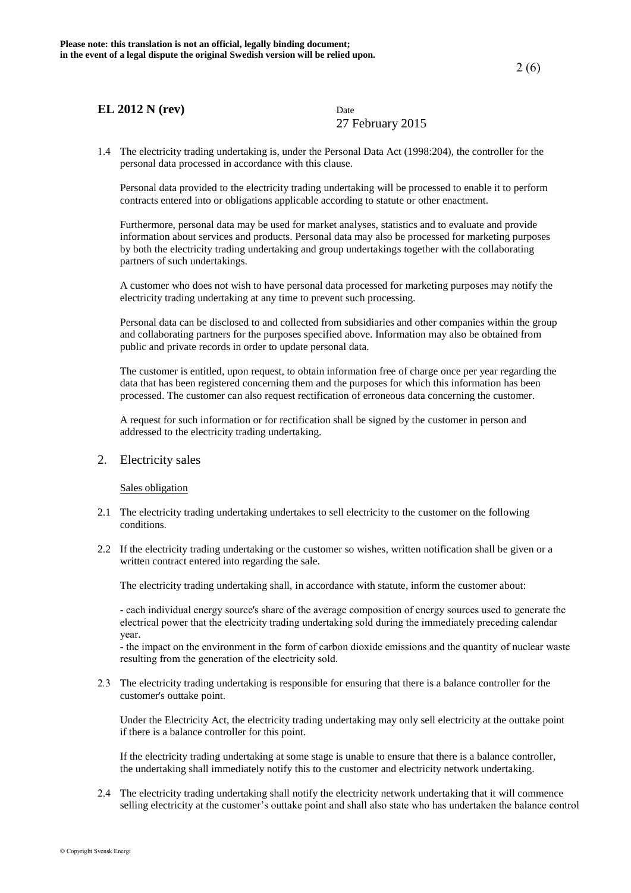1.4 The electricity trading undertaking is, under the Personal Data Act (1998:204), the controller for the personal data processed in accordance with this clause.

Personal data provided to the electricity trading undertaking will be processed to enable it to perform contracts entered into or obligations applicable according to statute or other enactment.

Furthermore, personal data may be used for market analyses, statistics and to evaluate and provide information about services and products. Personal data may also be processed for marketing purposes by both the electricity trading undertaking and group undertakings together with the collaborating partners of such undertakings.

A customer who does not wish to have personal data processed for marketing purposes may notify the electricity trading undertaking at any time to prevent such processing.

Personal data can be disclosed to and collected from subsidiaries and other companies within the group and collaborating partners for the purposes specified above. Information may also be obtained from public and private records in order to update personal data.

The customer is entitled, upon request, to obtain information free of charge once per year regarding the data that has been registered concerning them and the purposes for which this information has been processed. The customer can also request rectification of erroneous data concerning the customer.

A request for such information or for rectification shall be signed by the customer in person and addressed to the electricity trading undertaking.

## 2. Electricity sales

Sales obligation

2.1 The electricity trading undertaking undertakes to sell electricity to the customer on the following conditions.

2.2 If the electricity trading undertaking or the customer so wishes, written notification shall be given or a written contract entered into regarding the sale.

The electricity trading undertaking shall, in accordance with statute, inform the customer about:

- each individual energy source's share of the average composition of energy sources used to generate the electrical power that the electricity trading undertaking sold during the immediately preceding calendar year.
- the impact on the environment in the form of carbon dioxide emissions and the quantity of nuclear waste resulting from the generation of the electricity sold.

2.3 The electricity trading undertaking is responsible for ensuring that there is a balance controller for the customer's outtake point.

Under the Electricity Act, the electricity trading undertaking may only sell electricity at the outtake point if there is a balance controller for this point.

If the electricity trading undertaking at some stage is unable to ensure that there is a balance controller, the undertaking shall immediately notify this to the customer and electricity network undertaking.

2.4 The electricity trading undertaking shall notify the electricity network undertaking that it will commence selling electricity at the customer's outtake point and shall also state who has undertaken the balance control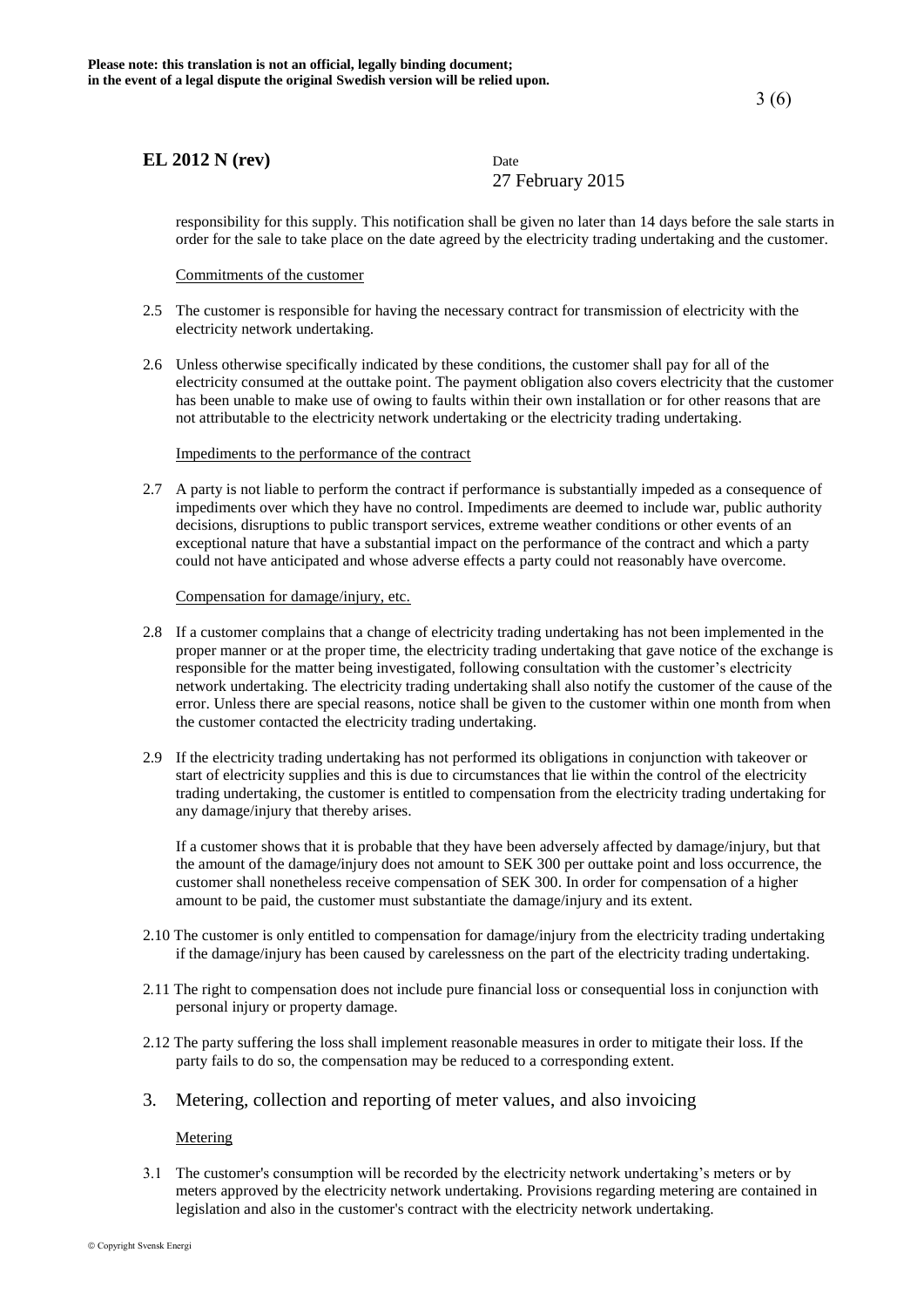responsibility for this supply. This notification shall be given no later than 14 days before the sale starts in order for the sale to take place on the date agreed by the electricity trading undertaking and the customer.

Commitments of the customer

2.5 The customer is responsible for having the necessary contract for transmission of electricity with the electricity network undertaking.

2.6 Unless otherwise specifically indicated by these conditions, the customer shall pay for all of the electricity consumed at the outtake point. The payment obligation also covers electricity that the customer has been unable to make use of owing to faults within their own installation or for other reasons that are not attributable to the electricity network undertaking or the electricity trading undertaking.

Impediments to the performance of the contract

2.7 A party is not liable to perform the contract if performance is substantially impeded as a consequence of impediments over which they have no control. Impediments are deemed to include war, public authority decisions, disruptions to public transport services, extreme weather conditions or other events of an exceptional nature that have a substantial impact on the performance of the contract and which a party could not have anticipated and whose adverse effects a party could not reasonably have overcome.

Compensation for damage/injury, etc.

2.8 If a customer complains that a change of electricity trading undertaking has not been implemented in the proper manner or at the proper time, the electricity trading undertaking that gave notice of the exchange is responsible for the matter being investigated, following consultation with the customer's electricity network undertaking. The electricity trading undertaking shall also notify the customer of the cause of the error. Unless there are special reasons, notice shall be given to the customer within one month from when the customer contacted the electricity trading undertaking.

2.9 If the electricity trading undertaking has not performed its obligations in conjunction with takeover or start of electricity supplies and this is due to circumstances that lie within the control of the electricity trading undertaking, the customer is entitled to compensation from the electricity trading undertaking for any damage/injury that thereby arises.

If a customer shows that it is probable that they have been adversely affected by damage/injury, but that the amount of the damage/injury does not amount to SEK 300 per outtake point and loss occurrence, the customer shall nonetheless receive compensation of SEK 300. In order for compensation of a higher amount to be paid, the customer must substantiate the damage/injury and its extent.

2.10 The customer is only entitled to compensation for damage/injury from the electricity trading undertaking if the damage/injury has been caused by carelessness on the part of the electricity trading undertaking.

2.11 The right to compensation does not include pure financial loss or consequential loss in conjunction with personal injury or property damage.

2.12 The party suffering the loss shall implement reasonable measures in order to mitigate their loss. If the party fails to do so, the compensation may be reduced to a corresponding extent.

## 3. Metering, collection and reporting of meter values, and also invoicing

Metering

3.1 The customer's consumption will be recorded by the electricity network undertaking's meters or by meters approved by the electricity network undertaking. Provisions regarding metering are contained in legislation and also in the customer's contract with the electricity network undertaking.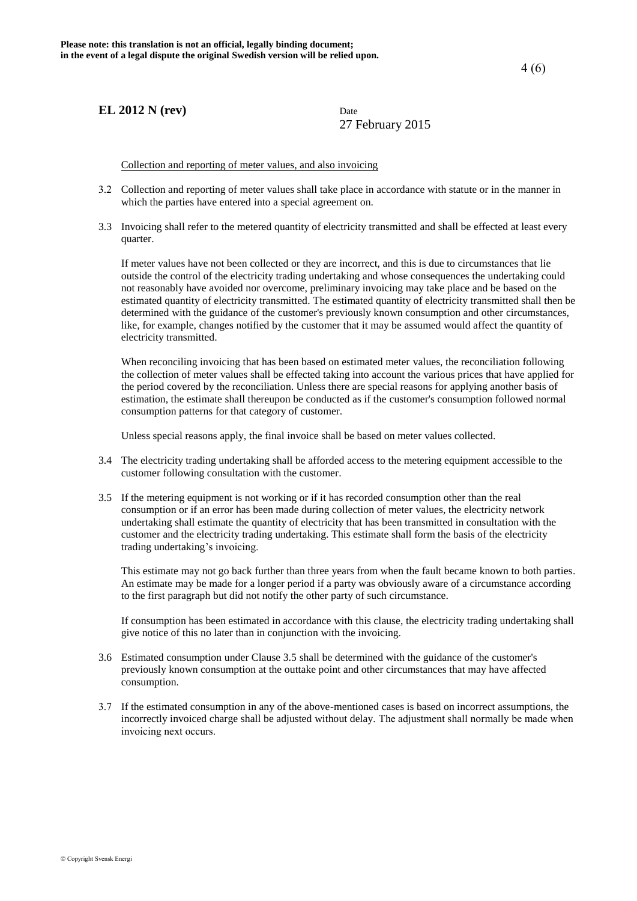**Please note: this translation is not an official, legally binding document; in the event of a legal dispute the original Swedish version will be relied upon.**

**EL 2012 N (rev)** Date 27 February 2015

Collection and reporting of meter values, and also invoicing

3.2 Collection and reporting of meter values shall take place in accordance with statute or in the manner in which the parties have entered into a special agreement on.

3.3 Invoicing shall refer to the metered quantity of electricity transmitted and shall be effected at least every quarter.

If meter values have not been collected or they are incorrect, and this is due to circumstances that lie outside the control of the electricity trading undertaking and whose consequences the undertaking could not reasonably have avoided nor overcome, preliminary invoicing may take place and be based on the estimated quantity of electricity transmitted. The estimated quantity of electricity transmitted shall then be determined with the guidance of the customer's previously known consumption and other circumstances, like, for example, changes notified by the customer that it may be assumed would affect the quantity of electricity transmitted.

When reconciling invoicing that has been based on estimated meter values, the reconciliation following the collection of meter values shall be effected taking into account the various prices that have applied for the period covered by the reconciliation. Unless there are special reasons for applying another basis of estimation, the estimate shall thereupon be conducted as if the customer's consumption followed normal consumption patterns for that category of customer.

Unless special reasons apply, the final invoice shall be based on meter values collected.

3.4 The electricity trading undertaking shall be afforded access to the metering equipment accessible to the customer following consultation with the customer.

3.5 If the metering equipment is not working or if it has recorded consumption other than the real consumption or if an error has been made during collection of meter values, the electricity network undertaking shall estimate the quantity of electricity that has been transmitted in consultation with the customer and the electricity trading undertaking. This estimate shall form the basis of the electricity trading undertaking's invoicing.

This estimate may not go back further than three years from when the fault became known to both parties. An estimate may be made for a longer period if a party was obviously aware of a circumstance according to the first paragraph but did not notify the other party of such circumstance.

If consumption has been estimated in accordance with this clause, the electricity trading undertaking shall give notice of this no later than in conjunction with the invoicing.

3.6 Estimated consumption under Clause 3.5 shall be determined with the guidance of the customer's previously known consumption at the outtake point and other circumstances that may have affected consumption.

3.7 If the estimated consumption in any of the above-mentioned cases is based on incorrect assumptions, the incorrectly invoiced charge shall be adjusted without delay. The adjustment shall normally be made when invoicing next occurs.

© Copyright Svensk Energi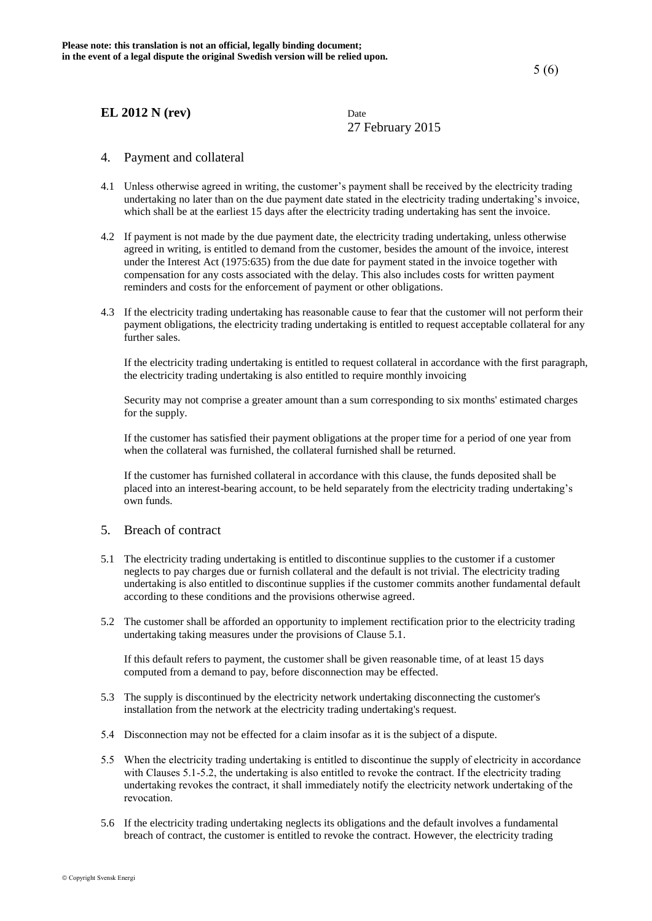## 4. Payment and collateral

4.1 Unless otherwise agreed in writing, the customer's payment shall be received by the electricity trading undertaking no later than on the due payment date stated in the electricity trading undertaking's invoice, which shall be at the earliest 15 days after the electricity trading undertaking has sent the invoice.

4.2 If payment is not made by the due payment date, the electricity trading undertaking, unless otherwise agreed in writing, is entitled to demand from the customer, besides the amount of the invoice, interest under the Interest Act (1975:635) from the due date for payment stated in the invoice together with compensation for any costs associated with the delay. This also includes costs for written payment reminders and costs for the enforcement of payment or other obligations.

4.3 If the electricity trading undertaking has reasonable cause to fear that the customer will not perform their payment obligations, the electricity trading undertaking is entitled to request acceptable collateral for any further sales.

If the electricity trading undertaking is entitled to request collateral in accordance with the first paragraph, the electricity trading undertaking is also entitled to require monthly invoicing

Security may not comprise a greater amount than a sum corresponding to six months' estimated charges for the supply.

If the customer has satisfied their payment obligations at the proper time for a period of one year from when the collateral was furnished, the collateral furnished shall be returned.

If the customer has furnished collateral in accordance with this clause, the funds deposited shall be placed into an interest-bearing account, to be held separately from the electricity trading undertaking's own funds.

## 5. Breach of contract

5.1 The electricity trading undertaking is entitled to discontinue supplies to the customer if a customer neglects to pay charges due or furnish collateral and the default is not trivial. The electricity trading undertaking is also entitled to discontinue supplies if the customer commits another fundamental default according to these conditions and the provisions otherwise agreed.

5.2 The customer shall be afforded an opportunity to implement rectification prior to the electricity trading undertaking taking measures under the provisions of Clause 5.1.

If this default refers to payment, the customer shall be given reasonable time, of at least 15 days computed from a demand to pay, before disconnection may be effected.

5.3 The supply is discontinued by the electricity network undertaking disconnecting the customer's installation from the network at the electricity trading undertaking's request.

5.4 Disconnection may not be effected for a claim insofar as it is the subject of a dispute.

5.5 When the electricity trading undertaking is entitled to discontinue the supply of electricity in accordance with Clauses 5.1-5.2, the undertaking is also entitled to revoke the contract. If the electricity trading undertaking revokes the contract, it shall immediately notify the electricity network undertaking of the revocation.

5.6 If the electricity trading undertaking neglects its obligations and the default involves a fundamental breach of contract, the customer is entitled to revoke the contract. However, the electricity trading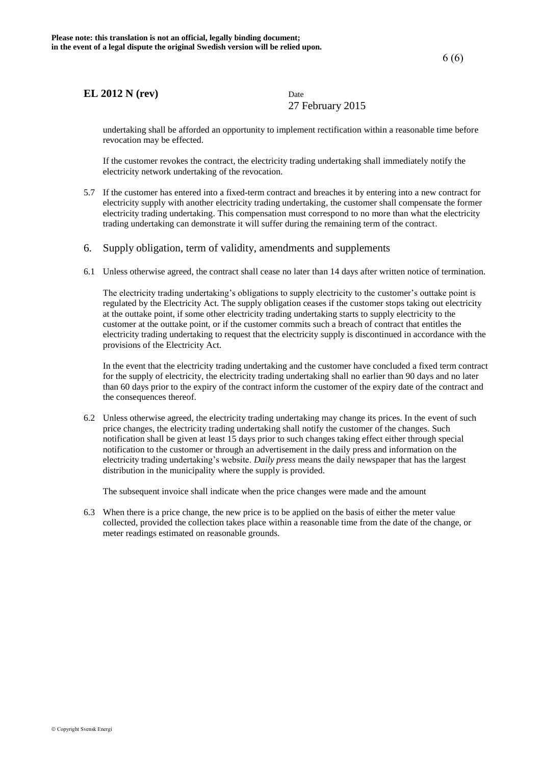undertaking shall be afforded an opportunity to implement rectification within a reasonable time before revocation may be effected.

If the customer revokes the contract, the electricity trading undertaking shall immediately notify the electricity network undertaking of the revocation.

5.7 If the customer has entered into a fixed-term contract and breaches it by entering into a new contract for electricity supply with another electricity trading undertaking, the customer shall compensate the former electricity trading undertaking. This compensation must correspond to no more than what the electricity trading undertaking can demonstrate it will suffer during the remaining term of the contract.

## 6. Supply obligation, term of validity, amendments and supplements

6.1 Unless otherwise agreed, the contract shall cease no later than 14 days after written notice of termination.

The electricity trading undertaking's obligations to supply electricity to the customer's outtake point is regulated by the Electricity Act. The supply obligation ceases if the customer stops taking out electricity at the outtake point, if some other electricity trading undertaking starts to supply electricity to the customer at the outtake point, or if the customer commits such a breach of contract that entitles the electricity trading undertaking to request that the electricity supply is discontinued in accordance with the provisions of the Electricity Act.

In the event that the electricity trading undertaking and the customer have concluded a fixed term contract for the supply of electricity, the electricity trading undertaking shall no earlier than 90 days and no later than 60 days prior to the expiry of the contract inform the customer of the expiry date of the contract and the consequences thereof.

6.2 Unless otherwise agreed, the electricity trading undertaking may change its prices. In the event of such price changes, the electricity trading undertaking shall notify the customer of the changes. Such notification shall be given at least 15 days prior to such changes taking effect either through special notification to the customer or through an advertisement in the daily press and information on the electricity trading undertaking's website. *Daily press* means the daily newspaper that has the largest distribution in the municipality where the supply is provided.

The subsequent invoice shall indicate when the price changes were made and the amount

6.3 When there is a price change, the new price is to be applied on the basis of either the meter value collected, provided the collection takes place within a reasonable time from the date of the change, or meter readings estimated on reasonable grounds.